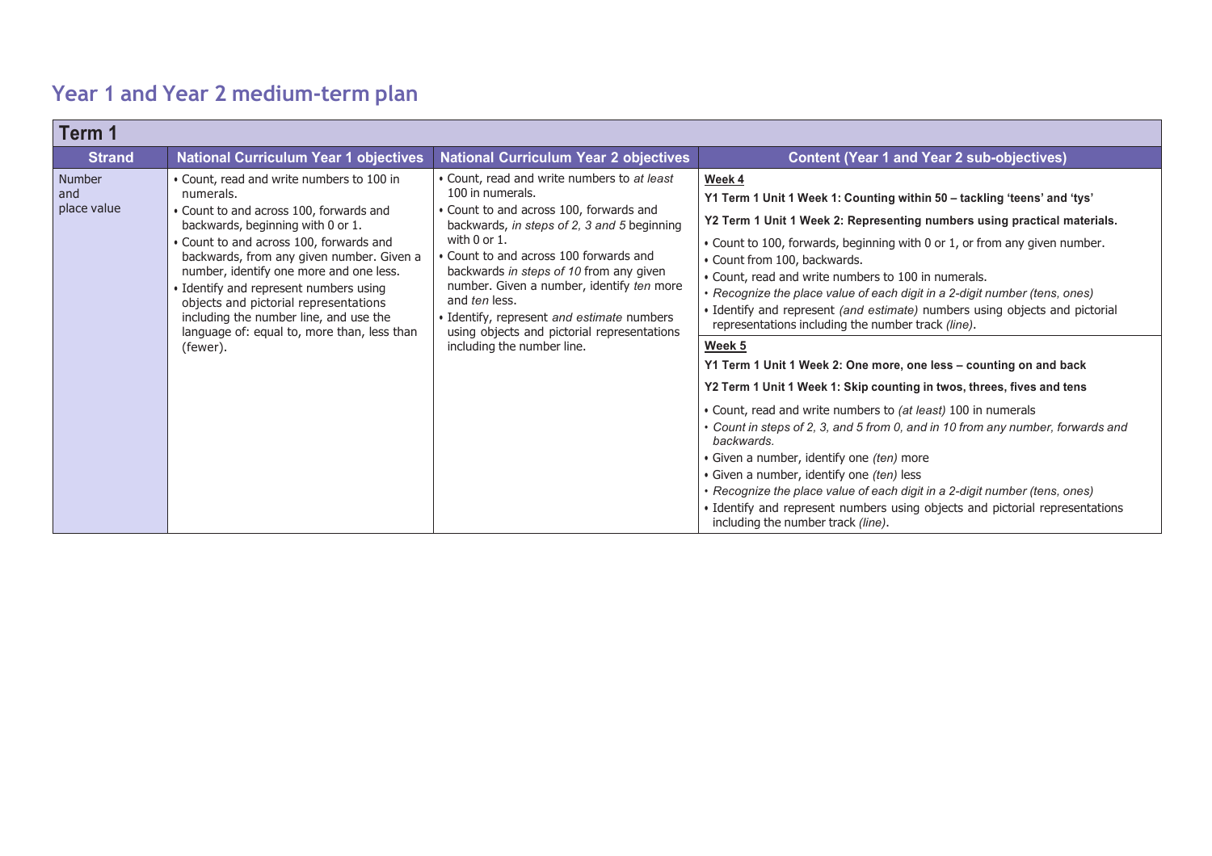# Year 1 and Year 2 medium-term plan

| Term 1 | | | |
|---|---|---|---|
| **Strand** | **National Curriculum Year 1 objectives** | **National Curriculum Year 2 objectives** | **Content (Year 1 and Year 2 sub-objectives)** |
| Number and place value | • Count, read and write numbers to 100 in numerals.<br>• Count to and across 100, forwards and backwards, beginning with 0 or 1.<br>• Count to and across 100, forwards and backwards, from any given number. Given a number, identify one more and one less.<br>• Identify and represent numbers using objects and pictorial representations including the number line, and use the language of: equal to, more than, less than (fewer). | • Count, read and write numbers to *at least* 100 in numerals.<br>• Count to and across 100, forwards and backwards, *in steps of 2, 3 and 5* beginning with 0 or 1.<br>• Count to and across 100 forwards and backwards *in steps of 10* from any given number. Given a number, identify *ten* more and *ten* less.<br>• Identify, represent *and estimate* numbers using objects and pictorial representations including the number line. | **Week 4**<br>**Y1 Term 1 Unit 1 Week 1: Counting within 50 – tackling 'teens' and 'tys'**<br>**Y2 Term 1 Unit 1 Week 2: Representing numbers using practical materials.**<br>• Count to 100, forwards, beginning with 0 or 1, or from any given number.<br>• Count from 100, backwards.<br>• Count, read and write numbers to 100 in numerals.<br>• *Recognize the place value of each digit in a 2-digit number (tens, ones)*<br>• Identify and represent *(and estimate)* numbers using objects and pictorial representations including the number track *(line)*. |
| | | | **Week 5**<br>**Y1 Term 1 Unit 1 Week 2: One more, one less – counting on and back**<br>**Y2 Term 1 Unit 1 Week 1: Skip counting in twos, threes, fives and tens**<br>• Count, read and write numbers to *(at least)* 100 in numerals<br>• *Count in steps of 2, 3, and 5 from 0, and in 10 from any number, forwards and backwards.*<br>• Given a number, identify one *(ten)* more<br>• Given a number, identify one *(ten)* less<br>• *Recognize the place value of each digit in a 2-digit number (tens, ones)*<br>• Identify and represent numbers using objects and pictorial representations including the number track *(line)*. |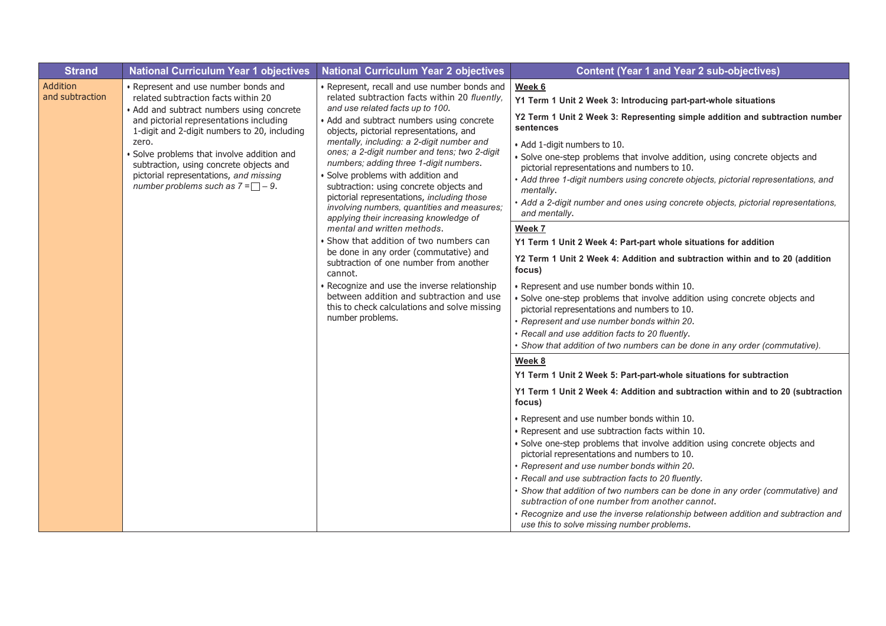| Strand | National Curriculum Year 1 objectives | National Curriculum Year 2 objectives | Content (Year 1 and Year 2 sub-objectives) |
| --- | --- | --- | --- |
| Addition and subtraction | • Represent and use number bonds and related subtraction facts within 20<br>• Add and subtract numbers using concrete and pictorial representations including 1-digit and 2-digit numbers to 20, including zero.<br>• Solve problems that involve addition and subtraction, using concrete objects and pictorial representations, *and missing number problems such as 7 = ☐ – 9.* | • Represent, recall and use number bonds and related subtraction facts within 20 *fluently, and use related facts up to 100.*<br>• Add and subtract numbers using concrete objects, pictorial representations, and *mentally, including: a 2-digit number and ones; a 2-digit number and tens; two 2-digit numbers; adding three 1-digit numbers.*<br>• Solve problems with addition and subtraction: using concrete objects and pictorial representations, *including those involving numbers, quantities and measures; applying their increasing knowledge of mental and written methods.*<br>• Show that addition of two numbers can be done in any order (commutative) and subtraction of one number from another cannot.<br>• Recognize and use the inverse relationship between addition and subtraction and use this to check calculations and solve missing number problems. | **Week 6**<br>**Y1 Term 1 Unit 2 Week 3: Introducing part-part-whole situations**<br>**Y2 Term 1 Unit 2 Week 3: Representing simple addition and subtraction number sentences**<br>• Add 1-digit numbers to 10.<br>• Solve one-step problems that involve addition, using concrete objects and pictorial representations and numbers to 10.<br>• *Add three 1-digit numbers using concrete objects, pictorial representations, and mentally.*<br>• *Add a 2-digit number and ones using concrete objects, pictorial representations, and mentally.*<br><br>**Week 7**<br>**Y1 Term 1 Unit 2 Week 4: Part-part whole situations for addition**<br>**Y2 Term 1 Unit 2 Week 4: Addition and subtraction within and to 20 (addition focus)**<br>• Represent and use number bonds within 10.<br>• Solve one-step problems that involve addition using concrete objects and pictorial representations and numbers to 10.<br>• *Represent and use number bonds within 20.*<br>• *Recall and use addition facts to 20 fluently.*<br>• *Show that addition of two numbers can be done in any order (commutative).*<br><br>**Week 8**<br>**Y1 Term 1 Unit 2 Week 5: Part-part-whole situations for subtraction**<br>**Y1 Term 1 Unit 2 Week 4: Addition and subtraction within and to 20 (subtraction focus)**<br>• Represent and use number bonds within 10.<br>• Represent and use subtraction facts within 10.<br>• Solve one-step problems that involve addition using concrete objects and pictorial representations and numbers to 10.<br>• *Represent and use number bonds within 20.*<br>• *Recall and use subtraction facts to 20 fluently.*<br>• *Show that addition of two numbers can be done in any order (commutative) and subtraction of one number from another cannot.*<br>• *Recognize and use the inverse relationship between addition and subtraction and use this to solve missing number problems.* |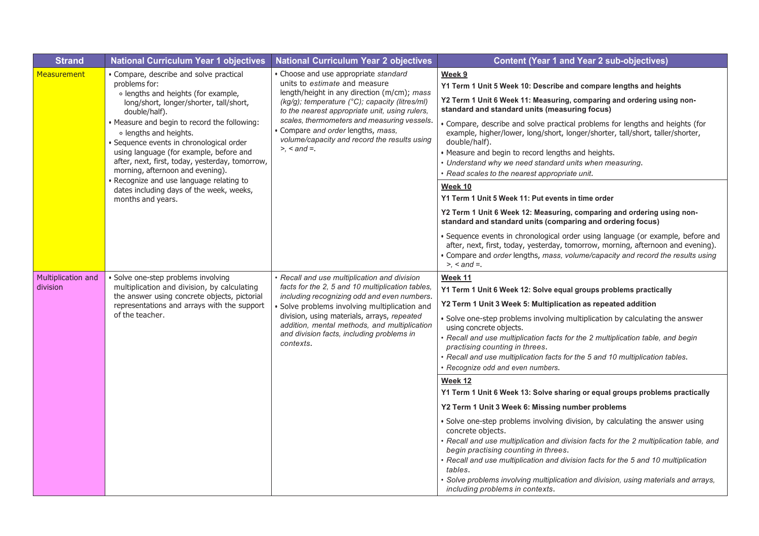| Strand | National Curriculum Year 1 objectives | National Curriculum Year 2 objectives | Content (Year 1 and Year 2 sub-objectives) |
|---|---|---|---|
| Measurement | • Compare, describe and solve practical problems for:<br>∘ lengths and heights (for example, long/short, longer/shorter, tall/short, double/half).<br>• Measure and begin to record the following:<br>∘ lengths and heights.<br>• Sequence events in chronological order using language (for example, before and after, next, first, today, yesterday, tomorrow, morning, afternoon and evening).<br>• Recognize and use language relating to dates including days of the week, weeks, months and years. | • Choose and use appropriate *standard* units to *estimate* and measure length/height in any direction (m/cm); *mass (kg/g); temperature (°C); capacity (litres/ml) to the nearest appropriate unit, using rulers, scales, thermometers and measuring vessels*.<br>• Compare *and order* lengths, *mass, volume/capacity and record the results using >, < and =.* | **Week 9**<br>**Y1 Term 1 Unit 5 Week 10: Describe and compare lengths and heights**<br>**Y2 Term 1 Unit 6 Week 11: Measuring, comparing and ordering using non-standard and standard units (measuring focus)**<br>• Compare, describe and solve practical problems for lengths and heights (for example, higher/lower, long/short, longer/shorter, tall/short, taller/shorter, double/half).<br>• Measure and begin to record lengths and heights.<br>• *Understand why we need standard units when measuring.*<br>• *Read scales to the nearest appropriate unit.* |
| | | | **Week 10**<br>**Y1 Term 1 Unit 5 Week 11: Put events in time order**<br>**Y2 Term 1 Unit 6 Week 12: Measuring, comparing and ordering using non-standard and standard units (comparing and ordering focus)**<br>• Sequence events in chronological order using language (or example, before and after, next, first, today, yesterday, tomorrow, morning, afternoon and evening).<br>• Compare and *order* lengths, *mass, volume/capacity and record the results using >, < and =.* |
| Multiplication and division | • Solve one-step problems involving multiplication and division, by calculating the answer using concrete objects, pictorial representations and arrays with the support of the teacher. | • *Recall and use multiplication and division facts for the 2, 5 and 10 multiplication tables, including recognizing odd and even numbers.*<br>• Solve problems involving multiplication and division, using materials, arrays, *repeated addition, mental methods, and multiplication and division facts, including problems in contexts.* | **Week 11**<br>**Y1 Term 1 Unit 6 Week 12: Solve equal groups problems practically**<br>**Y2 Term 1 Unit 3 Week 5: Multiplication as repeated addition**<br>• Solve one-step problems involving multiplication by calculating the answer using concrete objects.<br>• *Recall and use multiplication facts for the 2 multiplication table, and begin practising counting in threes.*<br>• *Recall and use multiplication facts for the 5 and 10 multiplication tables.*<br>• *Recognize odd and even numbers.* |
| | | | **Week 12**<br>**Y1 Term 1 Unit 6 Week 13: Solve sharing or equal groups problems practically**<br>**Y2 Term 1 Unit 3 Week 6: Missing number problems**<br>• Solve one-step problems involving division, by calculating the answer using concrete objects.<br>• *Recall and use multiplication and division facts for the 2 multiplication table, and begin practising counting in threes.*<br>• *Recall and use multiplication and division facts for the 5 and 10 multiplication tables.*<br>• *Solve problems involving multiplication and division, using materials and arrays, including problems in contexts.* |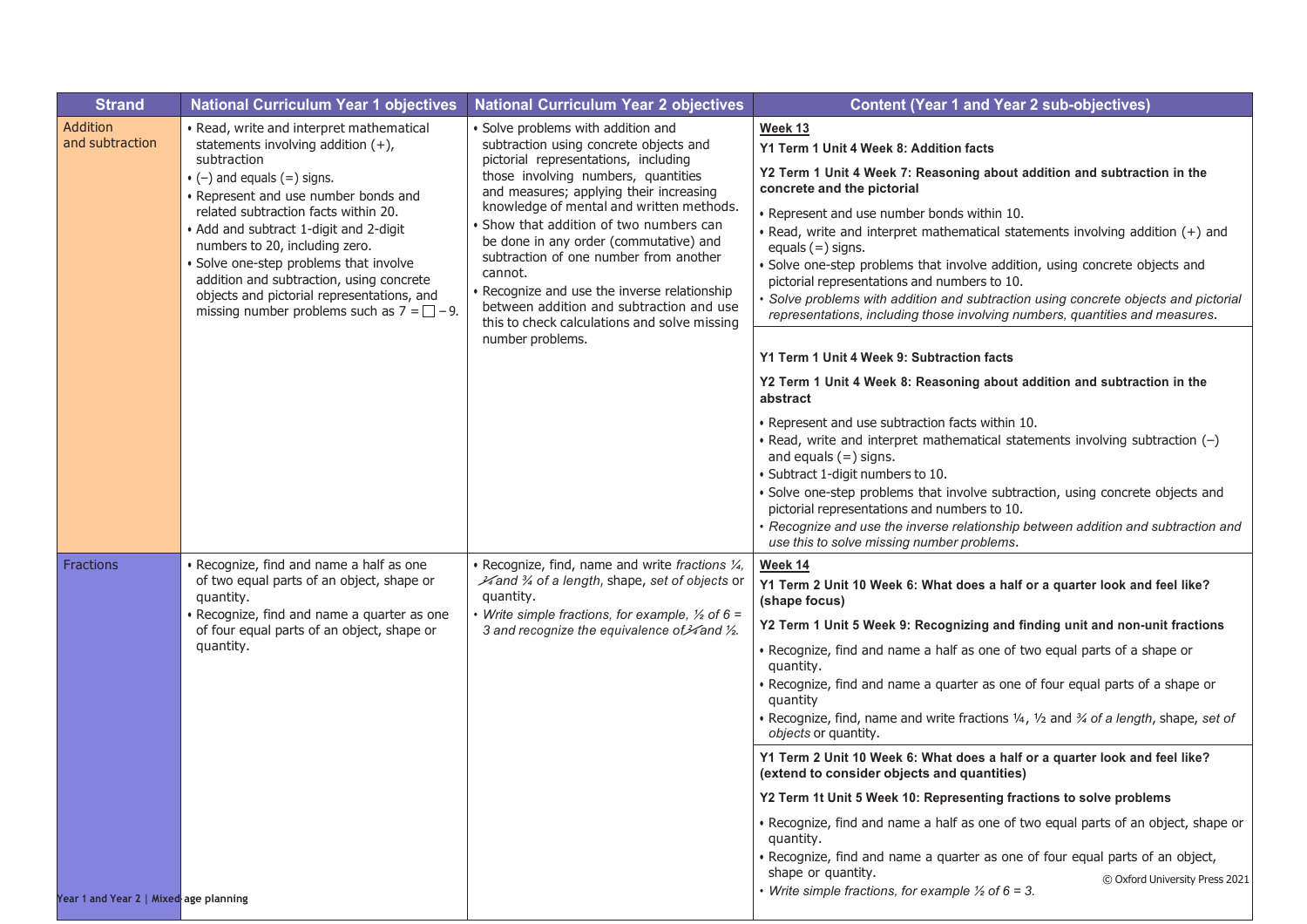| Strand | National Curriculum Year 1 objectives | National Curriculum Year 2 objectives | Content (Year 1 and Year 2 sub-objectives) |
|---|---|---|---|
| Addition and subtraction | • Read, write and interpret mathematical statements involving addition (+), subtraction<br>• (−) and equals (=) signs.<br>• Represent and use number bonds and related subtraction facts within 20.<br>• Add and subtract 1-digit and 2-digit numbers to 20, including zero.<br>• Solve one-step problems that involve addition and subtraction, using concrete objects and pictorial representations, and missing number problems such as 7 = □ − 9. | • Solve problems with addition and subtraction using concrete objects and pictorial representations, including those involving numbers, quantities and measures; applying their increasing knowledge of mental and written methods.<br>• Show that addition of two numbers can be done in any order (commutative) and subtraction of one number from another cannot.<br>• Recognize and use the inverse relationship between addition and subtraction and use this to check calculations and solve missing number problems. | **Week 13**<br>**Y1 Term 1 Unit 4 Week 8: Addition facts**<br>**Y2 Term 1 Unit 4 Week 7: Reasoning about addition and subtraction in the concrete and the pictorial**<br>• Represent and use number bonds within 10.<br>• Read, write and interpret mathematical statements involving addition (+) and equals (=) signs.<br>• Solve one-step problems that involve addition, using concrete objects and pictorial representations and numbers to 10.<br>• *Solve problems with addition and subtraction using concrete objects and pictorial representations, including those involving numbers, quantities and measures.* |
| | | | **Y1 Term 1 Unit 4 Week 9: Subtraction facts**<br>**Y2 Term 1 Unit 4 Week 8: Reasoning about addition and subtraction in the abstract**<br>• Represent and use subtraction facts within 10.<br>• Read, write and interpret mathematical statements involving subtraction (−) and equals (=) signs.<br>• Subtract 1-digit numbers to 10.<br>• Solve one-step problems that involve subtraction, using concrete objects and pictorial representations and numbers to 10.<br>• *Recognize and use the inverse relationship between addition and subtraction and use this to solve missing number problems.* |
| Fractions | • Recognize, find and name a half as one of two equal parts of an object, shape or quantity.<br>• Recognize, find and name a quarter as one of four equal parts of an object, shape or quantity. | • Recognize, find, name and write *fractions ¼, ²⁄₄ and ¾ of a length*, shape, *set of objects* or quantity.<br>• *Write simple fractions, for example, ½ of 6 = 3 and recognize the equivalence of ²⁄₄ and ½.* | **Week 14**<br>**Y1 Term 2 Unit 10 Week 6: What does a half or a quarter look and feel like? (shape focus)**<br>**Y2 Term 1 Unit 5 Week 9: Recognizing and finding unit and non-unit fractions**<br>• Recognize, find and name a half as one of two equal parts of a shape or quantity.<br>• Recognize, find and name a quarter as one of four equal parts of a shape or quantity<br>• Recognize, find, name and write fractions ¼, ½ and ¾ *of a length*, shape, *set of objects* or quantity. |
| | | | **Y1 Term 2 Unit 10 Week 6: What does a half or a quarter look and feel like? (extend to consider objects and quantities)**<br>**Y2 Term 1t Unit 5 Week 10: Representing fractions to solve problems**<br>• Recognize, find and name a half as one of two equal parts of an object, shape or quantity.<br>• Recognize, find and name a quarter as one of four equal parts of an object, shape or quantity.<br>• *Write simple fractions, for example ½ of 6 = 3.* |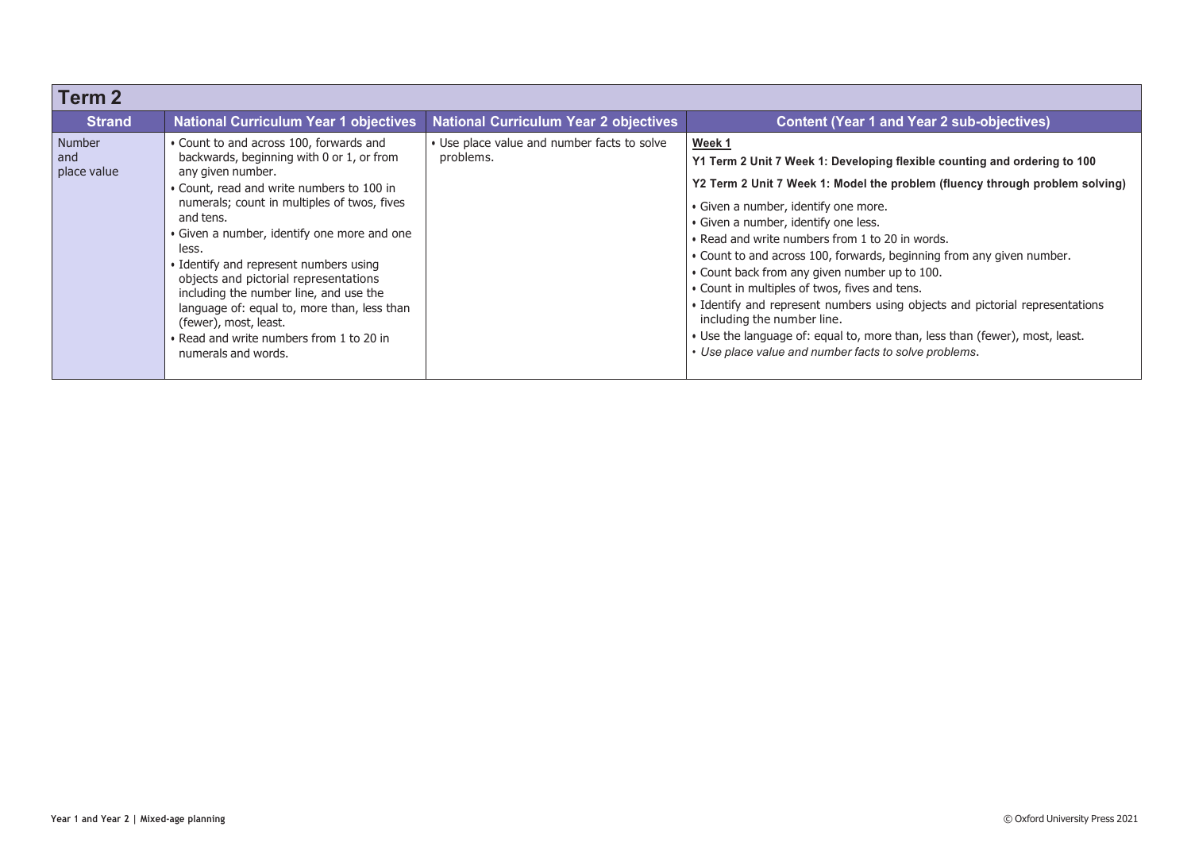## Term 2

| Strand | National Curriculum Year 1 objectives | National Curriculum Year 2 objectives | Content (Year 1 and Year 2 sub-objectives) |
|---|---|---|---|
| Number and place value | • Count to and across 100, forwards and backwards, beginning with 0 or 1, or from any given number.<br>• Count, read and write numbers to 100 in numerals; count in multiples of twos, fives and tens.<br>• Given a number, identify one more and one less.<br>• Identify and represent numbers using objects and pictorial representations including the number line, and use the language of: equal to, more than, less than (fewer), most, least.<br>• Read and write numbers from 1 to 20 in numerals and words. | • Use place value and number facts to solve problems. | <u>**Week 1**</u><br>**Y1 Term 2 Unit 7 Week 1: Developing flexible counting and ordering to 100**<br>**Y2 Term 2 Unit 7 Week 1: Model the problem (fluency through problem solving)**<br>• Given a number, identify one more.<br>• Given a number, identify one less.<br>• Read and write numbers from 1 to 20 in words.<br>• Count to and across 100, forwards, beginning from any given number.<br>• Count back from any given number up to 100.<br>• Count in multiples of twos, fives and tens.<br>• Identify and represent numbers using objects and pictorial representations including the number line.<br>• Use the language of: equal to, more than, less than (fewer), most, least.<br>• *Use place value and number facts to solve problems.* |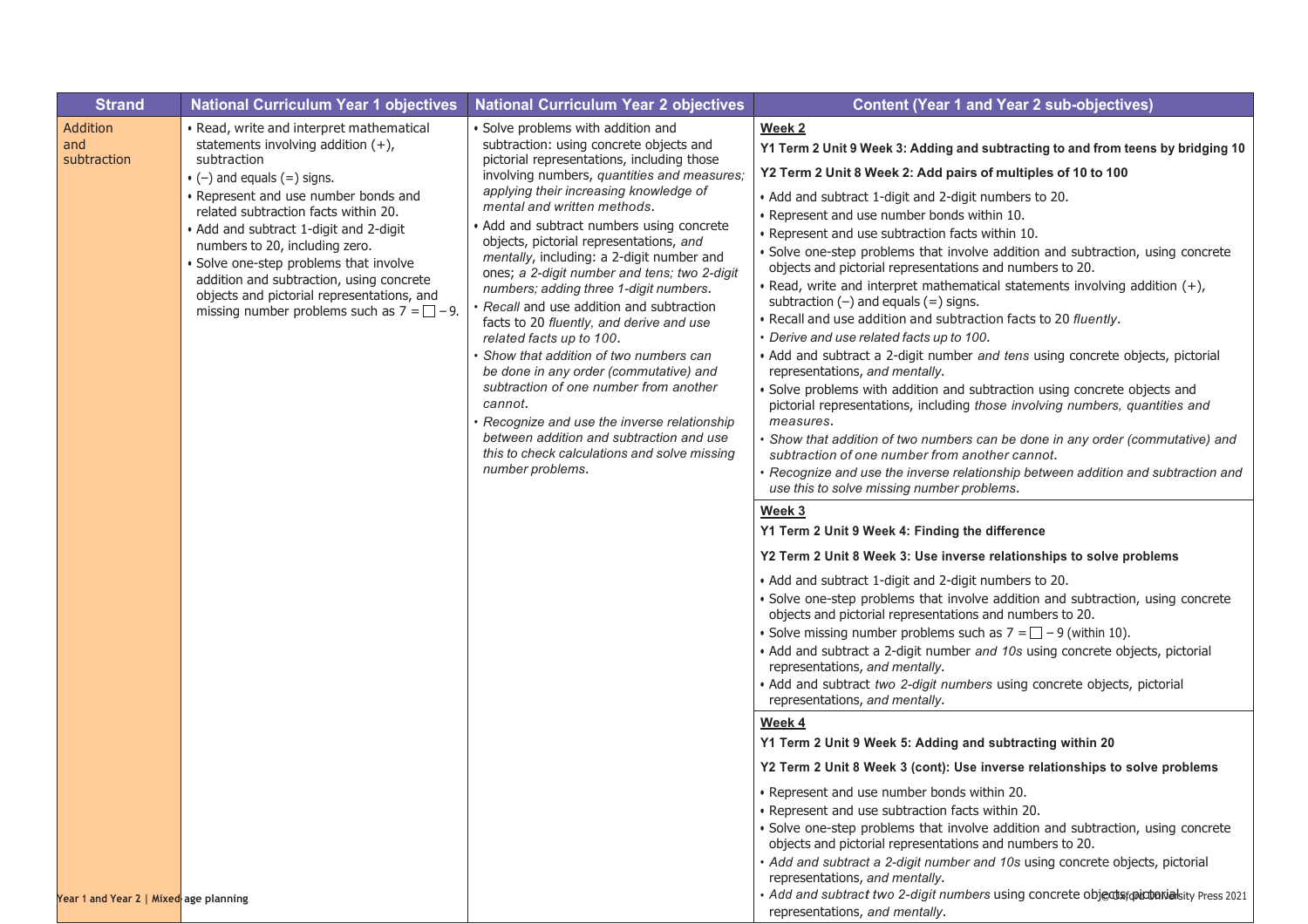| Strand | National Curriculum Year 1 objectives | National Curriculum Year 2 objectives | Content (Year 1 and Year 2 sub-objectives) |
|---|---|---|---|
| Addition and subtraction | • Read, write and interpret mathematical statements involving addition (+), subtraction<br>• (−) and equals (=) signs.<br>• Represent and use number bonds and related subtraction facts within 20.<br>• Add and subtract 1-digit and 2-digit numbers to 20, including zero.<br>• Solve one-step problems that involve addition and subtraction, using concrete objects and pictorial representations, and missing number problems such as 7 = □ − 9. | • Solve problems with addition and subtraction: using concrete objects and pictorial representations, including those involving numbers, *quantities and measures; applying their increasing knowledge of mental and written methods*.<br>• Add and subtract numbers using concrete objects, pictorial representations, *and mentally*, including: a 2-digit number and ones; *a 2-digit number and tens; two 2-digit numbers; adding three 1-digit numbers*.<br>• *Recall* and use addition and subtraction facts to 20 *fluently, and derive and use related facts up to 100*.<br>• *Show that addition of two numbers can be done in any order (commutative) and subtraction of one number from another cannot*.<br>• *Recognize and use the inverse relationship between addition and subtraction and use this to check calculations and solve missing number problems*. | **Week 2**<br>**Y1 Term 2 Unit 9 Week 3: Adding and subtracting to and from teens by bridging 10**<br>**Y2 Term 2 Unit 8 Week 2: Add pairs of multiples of 10 to 100**<br>• Add and subtract 1-digit and 2-digit numbers to 20.<br>• Represent and use number bonds within 10.<br>• Represent and use subtraction facts within 10.<br>• Solve one-step problems that involve addition and subtraction, using concrete objects and pictorial representations and numbers to 20.<br>• Read, write and interpret mathematical statements involving addition (+), subtraction (−) and equals (=) signs.<br>• Recall and use addition and subtraction facts to 20 *fluently*.<br>• *Derive and use related facts up to 100*.<br>• Add and subtract a 2-digit number *and tens* using concrete objects, pictorial representations, *and mentally*.<br>• Solve problems with addition and subtraction using concrete objects and pictorial representations, including *those involving numbers, quantities and measures*.<br>• *Show that addition of two numbers can be done in any order (commutative) and subtraction of one number from another cannot*.<br>• *Recognize and use the inverse relationship between addition and subtraction and use this to solve missing number problems*. |
| | | | **Week 3**<br>**Y1 Term 2 Unit 9 Week 4: Finding the difference**<br>**Y2 Term 2 Unit 8 Week 3: Use inverse relationships to solve problems**<br>• Add and subtract 1-digit and 2-digit numbers to 20.<br>• Solve one-step problems that involve addition and subtraction, using concrete objects and pictorial representations and numbers to 20.<br>• Solve missing number problems such as 7 = □ − 9 (within 10).<br>• Add and subtract a 2-digit number *and 10s* using concrete objects, pictorial representations, *and mentally*.<br>• Add and subtract *two 2-digit numbers* using concrete objects, pictorial representations, *and mentally*. |
| | | | **Week 4**<br>**Y1 Term 2 Unit 9 Week 5: Adding and subtracting within 20**<br>**Y2 Term 2 Unit 8 Week 3 (cont): Use inverse relationships to solve problems**<br>• Represent and use number bonds within 20.<br>• Represent and use subtraction facts within 20.<br>• Solve one-step problems that involve addition and subtraction, using concrete objects and pictorial representations and numbers to 20.<br>• *Add and subtract a 2-digit number and 10s* using concrete objects, pictorial representations, *and mentally*.<br>• *Add and subtract two 2-digit numbers* using concrete objects, pictorial representations, *and mentally*. |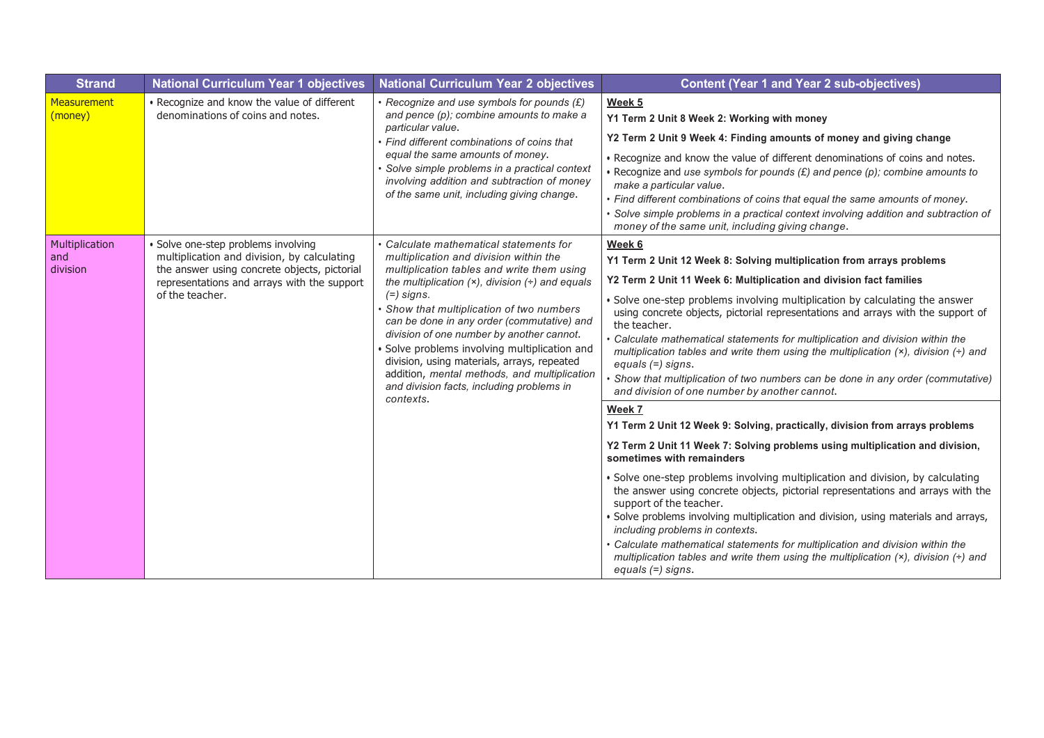| Strand | National Curriculum Year 1 objectives | National Curriculum Year 2 objectives | Content (Year 1 and Year 2 sub-objectives) |
|---|---|---|---|
| Measurement (money) | • Recognize and know the value of different denominations of coins and notes. | • *Recognize and use symbols for pounds (£) and pence (p); combine amounts to make a particular value.*<br>• *Find different combinations of coins that equal the same amounts of money.*<br>• *Solve simple problems in a practical context involving addition and subtraction of money of the same unit, including giving change.* | **Week 5**<br>**Y1 Term 2 Unit 8 Week 2: Working with money**<br>**Y2 Term 2 Unit 9 Week 4: Finding amounts of money and giving change**<br>• Recognize and know the value of different denominations of coins and notes.<br>• Recognize and *use symbols for pounds (£) and pence (p); combine amounts to make a particular value.*<br>• *Find different combinations of coins that equal the same amounts of money.*<br>• *Solve simple problems in a practical context involving addition and subtraction of money of the same unit, including giving change.* |
| Multiplication and division | • Solve one-step problems involving multiplication and division, by calculating the answer using concrete objects, pictorial representations and arrays with the support of the teacher. | • *Calculate mathematical statements for multiplication and division within the multiplication tables and write them using the multiplication (×), division (÷) and equals (=) signs.*<br>• *Show that multiplication of two numbers can be done in any order (commutative) and division of one number by another cannot.*<br>• Solve problems involving multiplication and division, using materials, arrays, repeated addition, *mental methods, and multiplication and division facts, including problems in contexts.* | **Week 6**<br>**Y1 Term 2 Unit 12 Week 8: Solving multiplication from arrays problems**<br>**Y2 Term 2 Unit 11 Week 6: Multiplication and division fact families**<br>• Solve one-step problems involving multiplication by calculating the answer using concrete objects, pictorial representations and arrays with the support of the teacher.<br>• *Calculate mathematical statements for multiplication and division within the multiplication tables and write them using the multiplication (×), division (÷) and equals (=) signs.*<br>• *Show that multiplication of two numbers can be done in any order (commutative) and division of one number by another cannot.* |
| | | | **Week 7**<br>**Y1 Term 2 Unit 12 Week 9: Solving, practically, division from arrays problems**<br>**Y2 Term 2 Unit 11 Week 7: Solving problems using multiplication and division, sometimes with remainders**<br>• Solve one-step problems involving multiplication and division, by calculating the answer using concrete objects, pictorial representations and arrays with the support of the teacher.<br>• Solve problems involving multiplication and division, using materials and arrays, *including problems in contexts.*<br>• *Calculate mathematical statements for multiplication and division within the multiplication tables and write them using the multiplication (×), division (÷) and equals (=) signs.* |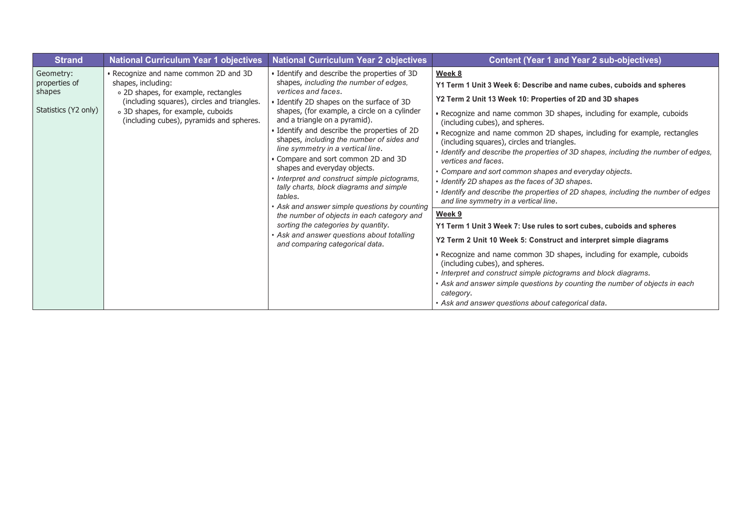| Strand | National Curriculum Year 1 objectives | National Curriculum Year 2 objectives | Content (Year 1 and Year 2 sub-objectives) |
|---|---|---|---|
| Geometry: properties of shapes<br><br>Statistics (Y2 only) | • Recognize and name common 2D and 3D shapes, including:<br>∘ 2D shapes, for example, rectangles (including squares), circles and triangles.<br>∘ 3D shapes, for example, cuboids (including cubes), pyramids and spheres. | • Identify and describe the properties of 3D shapes, *including the number of edges, vertices and faces*.<br>• Identify 2D shapes on the surface of 3D shapes, (for example, a circle on a cylinder and a triangle on a pyramid).<br>• Identify and describe the properties of 2D shapes, *including the number of sides and line symmetry in a vertical line*.<br>• Compare and sort common 2D and 3D shapes and everyday objects.<br>• *Interpret and construct simple pictograms, tally charts, block diagrams and simple tables.*<br>• *Ask and answer simple questions by counting the number of objects in each category and sorting the categories by quantity.*<br>• *Ask and answer questions about totalling and comparing categorical data.* | **Week 8**<br>**Y1 Term 1 Unit 3 Week 6: Describe and name cubes, cuboids and spheres**<br>**Y2 Term 2 Unit 13 Week 10: Properties of 2D and 3D shapes**<br>• Recognize and name common 3D shapes, including for example, cuboids (including cubes), and spheres.<br>• Recognize and name common 2D shapes, including for example, rectangles (including squares), circles and triangles.<br>• *Identify and describe the properties of 3D shapes, including the number of edges, vertices and faces.*<br>• *Compare and sort common shapes and everyday objects.*<br>• *Identify 2D shapes as the faces of 3D shapes.*<br>• *Identify and describe the properties of 2D shapes, including the number of edges and line symmetry in a vertical line.*<br><br>**Week 9**<br>**Y1 Term 1 Unit 3 Week 7: Use rules to sort cubes, cuboids and spheres**<br>**Y2 Term 2 Unit 10 Week 5: Construct and interpret simple diagrams**<br>• Recognize and name common 3D shapes, including for example, cuboids (including cubes), and spheres.<br>• *Interpret and construct simple pictograms and block diagrams.*<br>• *Ask and answer simple questions by counting the number of objects in each category.*<br>• *Ask and answer questions about categorical data.* |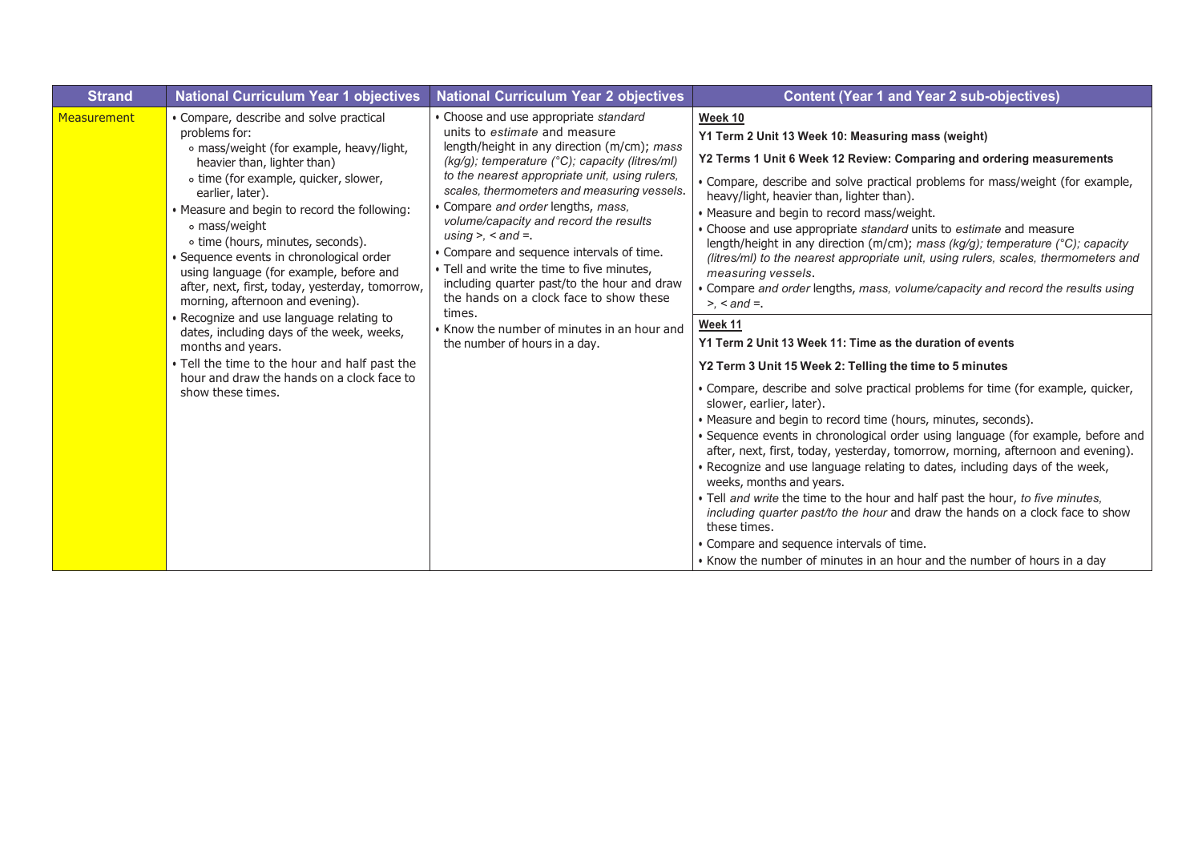| Strand | National Curriculum Year 1 objectives | National Curriculum Year 2 objectives | Content (Year 1 and Year 2 sub-objectives) |
|---|---|---|---|
| Measurement | • Compare, describe and solve practical problems for:<br>∘ mass/weight (for example, heavy/light, heavier than, lighter than)<br>∘ time (for example, quicker, slower, earlier, later).<br>• Measure and begin to record the following:<br>∘ mass/weight<br>∘ time (hours, minutes, seconds).<br>• Sequence events in chronological order using language (for example, before and after, next, first, today, yesterday, tomorrow, morning, afternoon and evening).<br>• Recognize and use language relating to dates, including days of the week, weeks, months and years.<br>• Tell the time to the hour and half past the hour and draw the hands on a clock face to show these times. | • Choose and use appropriate *standard* units to *estimate* and measure length/height in any direction (m/cm); *mass (kg/g); temperature (°C); capacity (litres/ml) to the nearest appropriate unit, using rulers, scales, thermometers and measuring vessels*.<br>• Compare *and order* lengths, *mass, volume/capacity and record the results using >, < and =*.<br>• Compare and sequence intervals of time.<br>• Tell and write the time to five minutes, including quarter past/to the hour and draw the hands on a clock face to show these times.<br>• Know the number of minutes in an hour and the number of hours in a day. | **Week 10**<br>**Y1 Term 2 Unit 13 Week 10: Measuring mass (weight)**<br>**Y2 Terms 1 Unit 6 Week 12 Review: Comparing and ordering measurements**<br>• Compare, describe and solve practical problems for mass/weight (for example, heavy/light, heavier than, lighter than).<br>• Measure and begin to record mass/weight.<br>• Choose and use appropriate *standard* units to *estimate* and measure length/height in any direction (m/cm); *mass (kg/g); temperature (°C); capacity (litres/ml) to the nearest appropriate unit, using rulers, scales, thermometers and measuring vessels*.<br>• Compare *and order* lengths, *mass, volume/capacity and record the results using >, < and =*.<br><br>**Week 11**<br>**Y1 Term 2 Unit 13 Week 11: Time as the duration of events**<br>**Y2 Term 3 Unit 15 Week 2: Telling the time to 5 minutes**<br>• Compare, describe and solve practical problems for time (for example, quicker, slower, earlier, later).<br>• Measure and begin to record time (hours, minutes, seconds).<br>• Sequence events in chronological order using language (for example, before and after, next, first, today, yesterday, tomorrow, morning, afternoon and evening).<br>• Recognize and use language relating to dates, including days of the week, weeks, months and years.<br>• Tell *and write* the time to the hour and half past the hour, *to five minutes, including quarter past/to the hour* and draw the hands on a clock face to show these times.<br>• Compare and sequence intervals of time.<br>• Know the number of minutes in an hour and the number of hours in a day |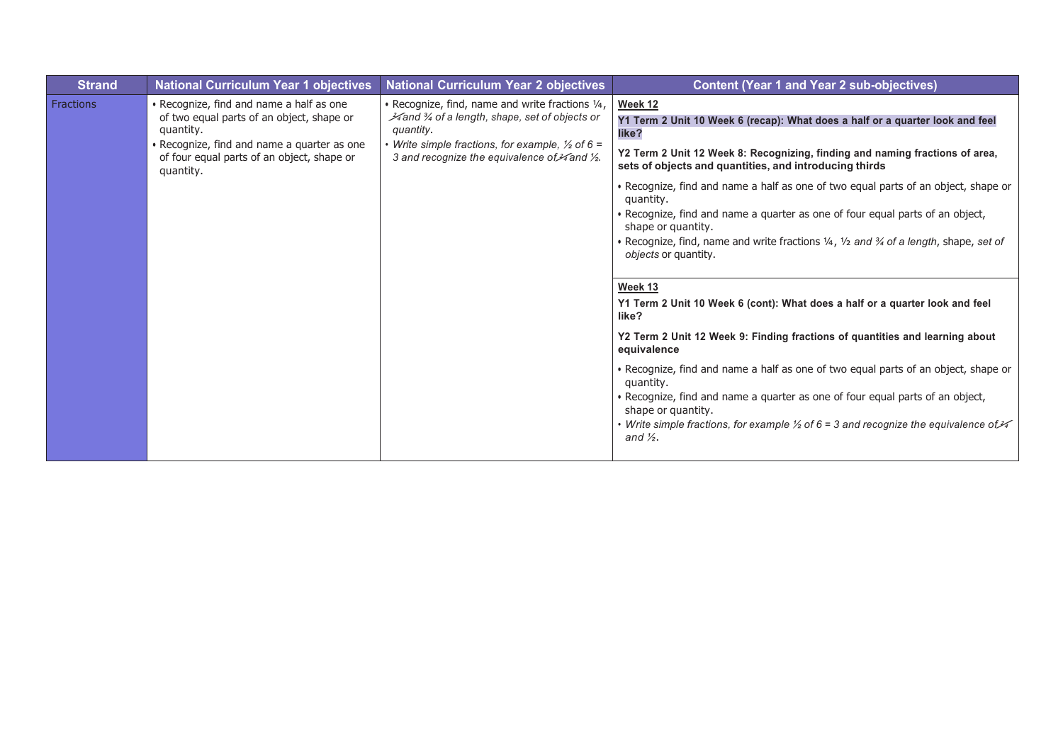| Strand | National Curriculum Year 1 objectives | National Curriculum Year 2 objectives | Content (Year 1 and Year 2 sub-objectives) |
| --- | --- | --- | --- |
| Fractions | • Recognize, find and name a half as one of two equal parts of an object, shape or quantity.<br>• Recognize, find and name a quarter as one of four equal parts of an object, shape or quantity. | • Recognize, find, name and write fractions ¼, *²⁄₄ and ¾ of a length, shape, set of objects or quantity.*<br>• *Write simple fractions, for example, ½ of 6 = 3 and recognize the equivalence of ²⁄₄ and ½.* | **Week 12**<br>**Y1 Term 2 Unit 10 Week 6 (recap): What does a half or a quarter look and feel like?**<br>**Y2 Term 2 Unit 12 Week 8: Recognizing, finding and naming fractions of area, sets of objects and quantities, and introducing thirds**<br>• Recognize, find and name a half as one of two equal parts of an object, shape or quantity.<br>• Recognize, find and name a quarter as one of four equal parts of an object, shape or quantity.<br>• Recognize, find, name and write fractions ¼, ½ *and ¾ of a length*, shape, *set of objects* or quantity. |
| | | | **Week 13**<br>**Y1 Term 2 Unit 10 Week 6 (cont): What does a half or a quarter look and feel like?**<br>**Y2 Term 2 Unit 12 Week 9: Finding fractions of quantities and learning about equivalence**<br>• Recognize, find and name a half as one of two equal parts of an object, shape or quantity.<br>• Recognize, find and name a quarter as one of four equal parts of an object, shape or quantity.<br>• *Write simple fractions, for example ½ of 6 = 3 and recognize the equivalence of ²⁄₄ and ½.* |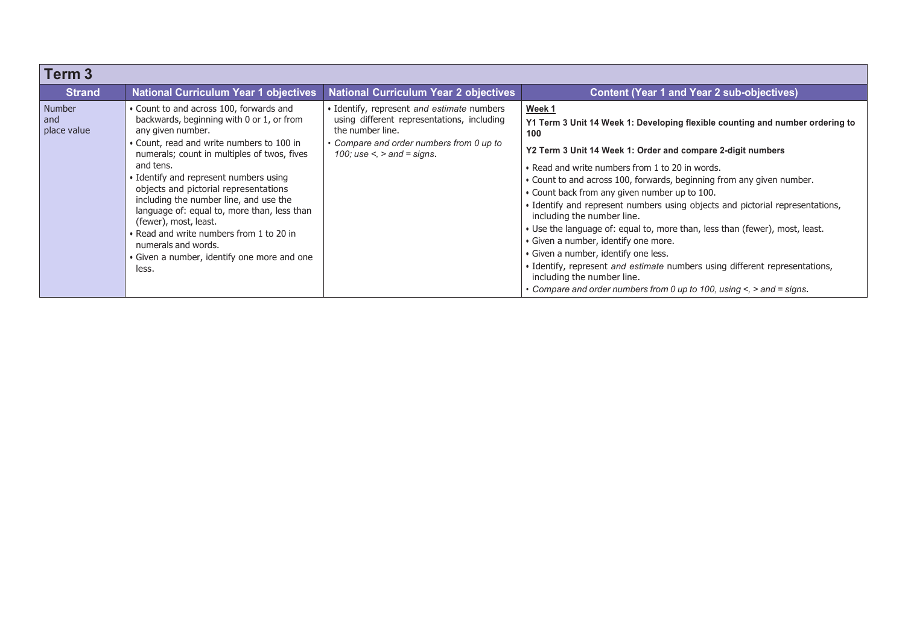| Term 3 | | | |
|---|---|---|---|
| **Strand** | **National Curriculum Year 1 objectives** | **National Curriculum Year 2 objectives** | **Content (Year 1 and Year 2 sub-objectives)** |
| Number and place value | • Count to and across 100, forwards and backwards, beginning with 0 or 1, or from any given number.<br>• Count, read and write numbers to 100 in numerals; count in multiples of twos, fives and tens.<br>• Identify and represent numbers using objects and pictorial representations including the number line, and use the language of: equal to, more than, less than (fewer), most, least.<br>• Read and write numbers from 1 to 20 in numerals and words.<br>• Given a number, identify one more and one less. | • Identify, represent *and estimate* numbers using different representations, including the number line.<br>• *Compare and order numbers from 0 up to 100; use <, > and = signs.* | **Week 1**<br>**Y1 Term 3 Unit 14 Week 1: Developing flexible counting and number ordering to 100**<br>**Y2 Term 3 Unit 14 Week 1: Order and compare 2-digit numbers**<br>• Read and write numbers from 1 to 20 in words.<br>• Count to and across 100, forwards, beginning from any given number.<br>• Count back from any given number up to 100.<br>• Identify and represent numbers using objects and pictorial representations, including the number line.<br>• Use the language of: equal to, more than, less than (fewer), most, least.<br>• Given a number, identify one more.<br>• Given a number, identify one less.<br>• Identify, represent *and estimate* numbers using different representations, including the number line.<br>• *Compare and order numbers from 0 up to 100, using <, > and = signs.* |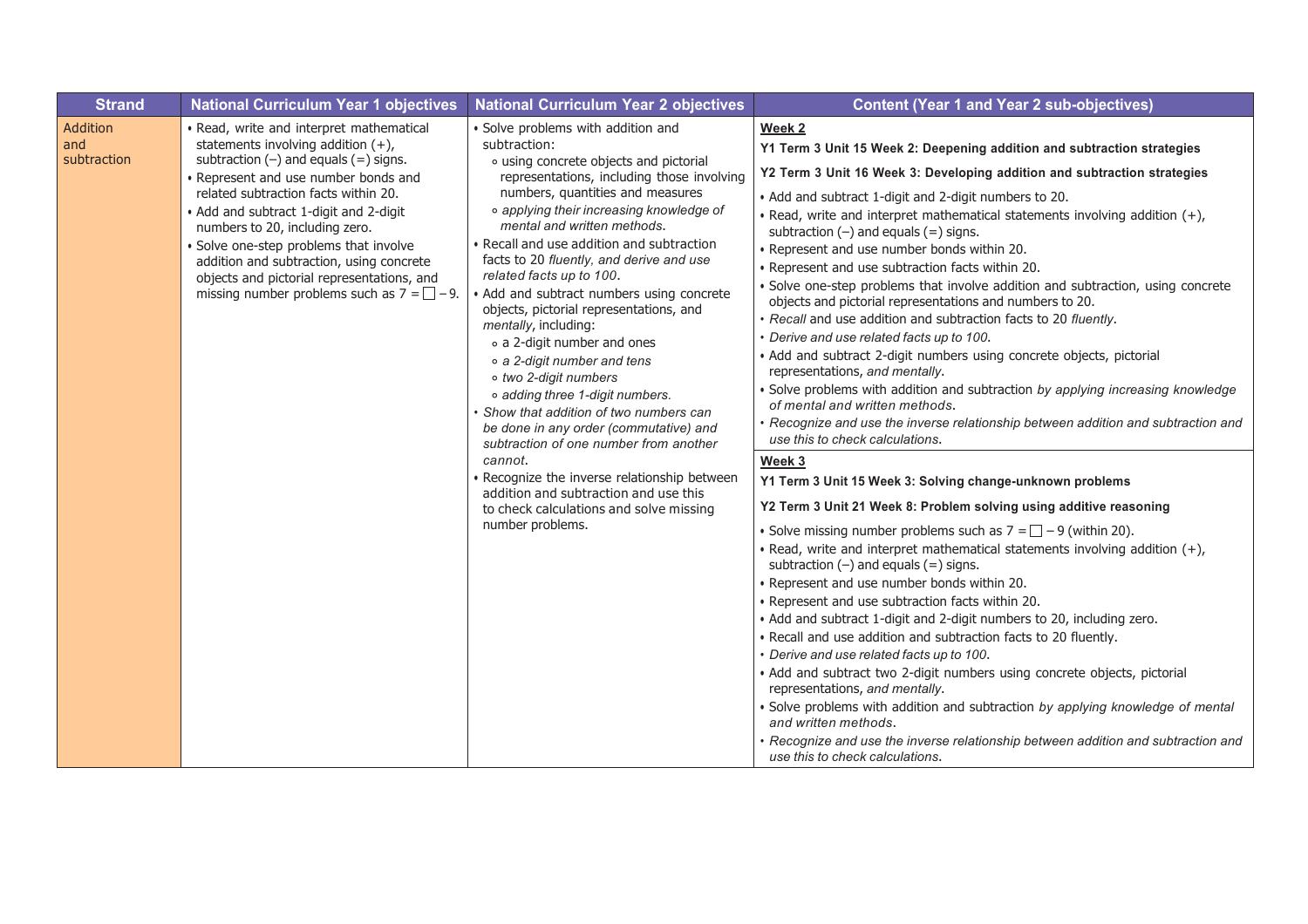| Strand | National Curriculum Year 1 objectives | National Curriculum Year 2 objectives | Content (Year 1 and Year 2 sub-objectives) |
|---|---|---|---|
| Addition and subtraction | • Read, write and interpret mathematical statements involving addition (+), subtraction (−) and equals (=) signs.<br>• Represent and use number bonds and related subtraction facts within 20.<br>• Add and subtract 1-digit and 2-digit numbers to 20, including zero.<br>• Solve one-step problems that involve addition and subtraction, using concrete objects and pictorial representations, and missing number problems such as 7 = □ − 9. | • Solve problems with addition and subtraction:<br>∘ using concrete objects and pictorial representations, including those involving numbers, quantities and measures<br>∘ *applying their increasing knowledge of mental and written methods*.<br>• Recall and use addition and subtraction facts to 20 *fluently, and derive and use related facts up to 100*.<br>• Add and subtract numbers using concrete objects, pictorial representations, and *mentally*, including:<br>∘ a 2-digit number and ones<br>∘ *a 2-digit number and tens*<br>∘ *two 2-digit numbers*<br>∘ *adding three 1-digit numbers*.<br>• *Show that addition of two numbers can be done in any order (commutative) and subtraction of one number from another cannot*.<br>• Recognize the inverse relationship between addition and subtraction and use this to check calculations and solve missing number problems. | **Week 2**<br>**Y1 Term 3 Unit 15 Week 2: Deepening addition and subtraction strategies**<br>**Y2 Term 3 Unit 16 Week 3: Developing addition and subtraction strategies**<br>• Add and subtract 1-digit and 2-digit numbers to 20.<br>• Read, write and interpret mathematical statements involving addition (+), subtraction (−) and equals (=) signs.<br>• Represent and use number bonds within 20.<br>• Represent and use subtraction facts within 20.<br>• Solve one-step problems that involve addition and subtraction, using concrete objects and pictorial representations and numbers to 20.<br>• *Recall* and use addition and subtraction facts to 20 *fluently*.<br>• *Derive and use related facts up to 100*.<br>• Add and subtract 2-digit numbers using concrete objects, pictorial representations, *and mentally*.<br>• Solve problems with addition and subtraction *by applying increasing knowledge of mental and written methods*.<br>• *Recognize and use the inverse relationship between addition and subtraction and use this to check calculations*. |
| | | | **Week 3**<br>**Y1 Term 3 Unit 15 Week 3: Solving change-unknown problems**<br>**Y2 Term 3 Unit 21 Week 8: Problem solving using additive reasoning**<br>• Solve missing number problems such as 7 = □ − 9 (within 20).<br>• Read, write and interpret mathematical statements involving addition (+), subtraction (−) and equals (=) signs.<br>• Represent and use number bonds within 20.<br>• Represent and use subtraction facts within 20.<br>• Add and subtract 1-digit and 2-digit numbers to 20, including zero.<br>• Recall and use addition and subtraction facts to 20 fluently.<br>• *Derive and use related facts up to 100*.<br>• Add and subtract two 2-digit numbers using concrete objects, pictorial representations, *and mentally*.<br>• Solve problems with addition and subtraction *by applying knowledge of mental and written methods*.<br>• *Recognize and use the inverse relationship between addition and subtraction and use this to check calculations*. |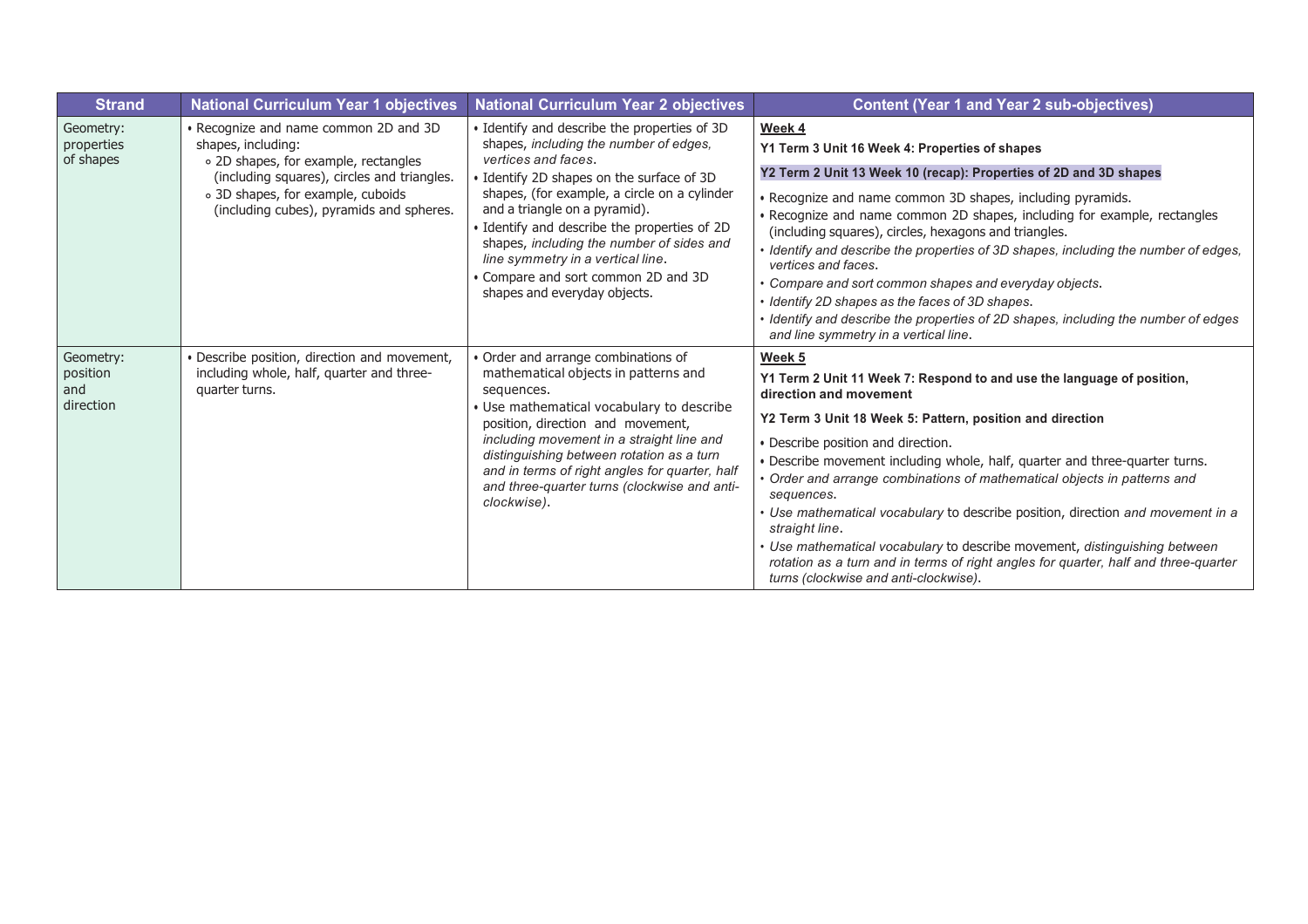| Strand | National Curriculum Year 1 objectives | National Curriculum Year 2 objectives | Content (Year 1 and Year 2 sub-objectives) |
| --- | --- | --- | --- |
| Geometry: properties of shapes | • Recognize and name common 2D and 3D shapes, including:<br>∘ 2D shapes, for example, rectangles (including squares), circles and triangles.<br>∘ 3D shapes, for example, cuboids (including cubes), pyramids and spheres. | • Identify and describe the properties of 3D shapes, *including the number of edges, vertices and faces*.<br>• Identify 2D shapes on the surface of 3D shapes, (for example, a circle on a cylinder and a triangle on a pyramid).<br>• Identify and describe the properties of 2D shapes, *including the number of sides and line symmetry in a vertical line*.<br>• Compare and sort common 2D and 3D shapes and everyday objects. | **Week 4**<br>**Y1 Term 3 Unit 16 Week 4: Properties of shapes**<br>**Y2 Term 2 Unit 13 Week 10 (recap): Properties of 2D and 3D shapes**<br>• Recognize and name common 3D shapes, including pyramids.<br>• Recognize and name common 2D shapes, including for example, rectangles (including squares), circles, hexagons and triangles.<br>• *Identify and describe the properties of 3D shapes, including the number of edges, vertices and faces*.<br>• *Compare and sort common shapes and everyday objects*.<br>• *Identify 2D shapes as the faces of 3D shapes*.<br>• *Identify and describe the properties of 2D shapes, including the number of edges and line symmetry in a vertical line*. |
| Geometry: position and direction | • Describe position, direction and movement, including whole, half, quarter and three-quarter turns. | • Order and arrange combinations of mathematical objects in patterns and sequences.<br>• Use mathematical vocabulary to describe position, direction and movement, *including movement in a straight line and distinguishing between rotation as a turn and in terms of right angles for quarter, half and three-quarter turns (clockwise and anti-clockwise)*. | **Week 5**<br>**Y1 Term 2 Unit 11 Week 7: Respond to and use the language of position, direction and movement**<br>**Y2 Term 3 Unit 18 Week 5: Pattern, position and direction**<br>• Describe position and direction.<br>• Describe movement including whole, half, quarter and three-quarter turns.<br>• *Order and arrange combinations of mathematical objects in patterns and sequences*.<br>• *Use mathematical vocabulary* to describe position, direction *and movement in a straight line*.<br>• *Use mathematical vocabulary* to describe movement, *distinguishing between rotation as a turn and in terms of right angles for quarter, half and three-quarter turns (clockwise and anti-clockwise)*. |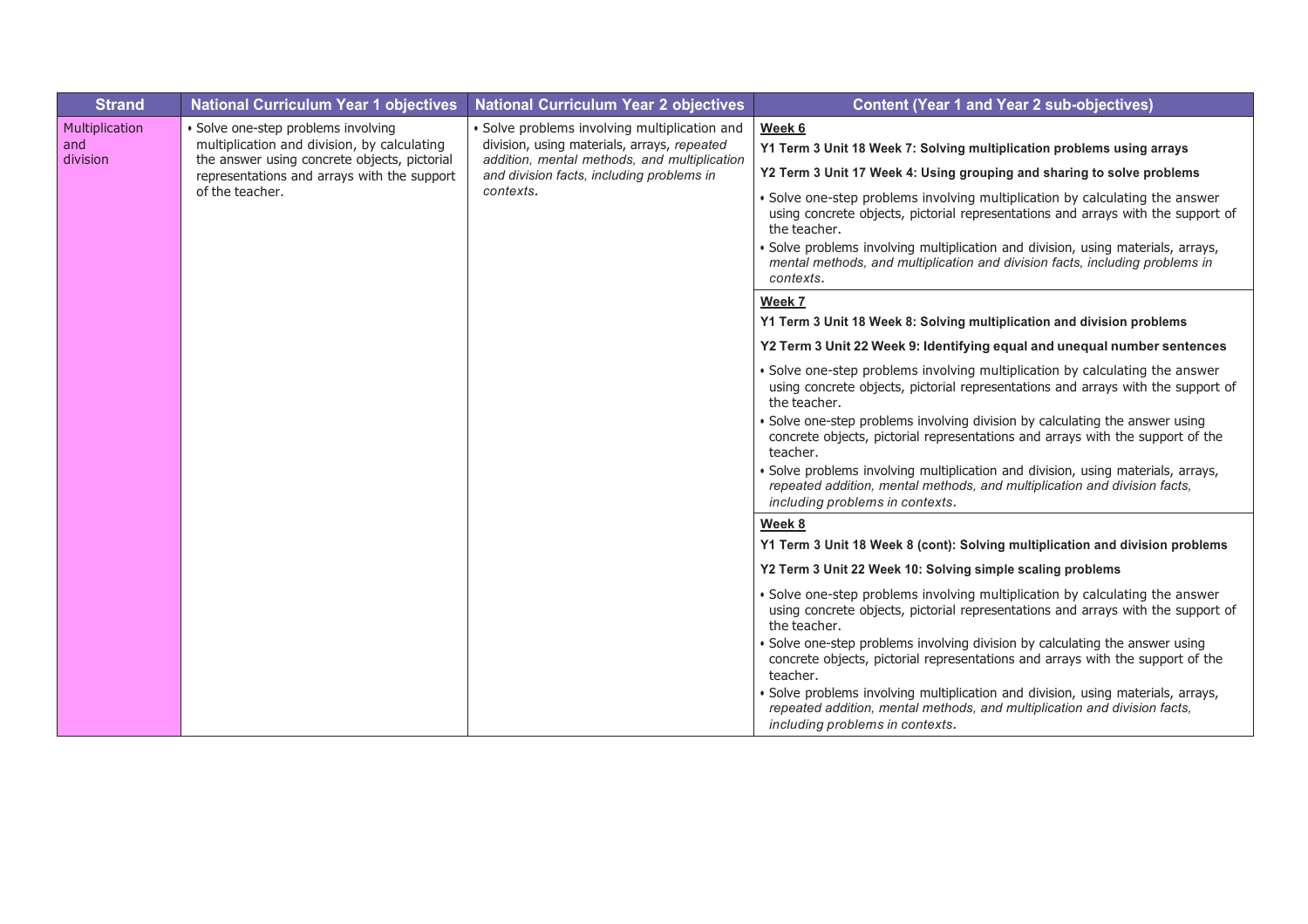| Strand | National Curriculum Year 1 objectives | National Curriculum Year 2 objectives | Content (Year 1 and Year 2 sub-objectives) |
| --- | --- | --- | --- |
| Multiplication and division | • Solve one-step problems involving multiplication and division, by calculating the answer using concrete objects, pictorial representations and arrays with the support of the teacher. | • Solve problems involving multiplication and division, using materials, arrays, *repeated addition, mental methods, and multiplication and division facts, including problems in contexts*. | <u>**Week 6**</u><br>**Y1 Term 3 Unit 18 Week 7: Solving multiplication problems using arrays**<br>**Y2 Term 3 Unit 17 Week 4: Using grouping and sharing to solve problems**<br>• Solve one-step problems involving multiplication by calculating the answer using concrete objects, pictorial representations and arrays with the support of the teacher.<br>• Solve problems involving multiplication and division, using materials, arrays, *mental methods, and multiplication and division facts, including problems in contexts*. |
| | | | <u>**Week 7**</u><br>**Y1 Term 3 Unit 18 Week 8: Solving multiplication and division problems**<br>**Y2 Term 3 Unit 22 Week 9: Identifying equal and unequal number sentences**<br>• Solve one-step problems involving multiplication by calculating the answer using concrete objects, pictorial representations and arrays with the support of the teacher.<br>• Solve one-step problems involving division by calculating the answer using concrete objects, pictorial representations and arrays with the support of the teacher.<br>• Solve problems involving multiplication and division, using materials, arrays, *repeated addition, mental methods, and multiplication and division facts, including problems in contexts*. |
| | | | <u>**Week 8**</u><br>**Y1 Term 3 Unit 18 Week 8 (cont): Solving multiplication and division problems**<br>**Y2 Term 3 Unit 22 Week 10: Solving simple scaling problems**<br>• Solve one-step problems involving multiplication by calculating the answer using concrete objects, pictorial representations and arrays with the support of the teacher.<br>• Solve one-step problems involving division by calculating the answer using concrete objects, pictorial representations and arrays with the support of the teacher.<br>• Solve problems involving multiplication and division, using materials, arrays, *repeated addition, mental methods, and multiplication and division facts, including problems in contexts*. |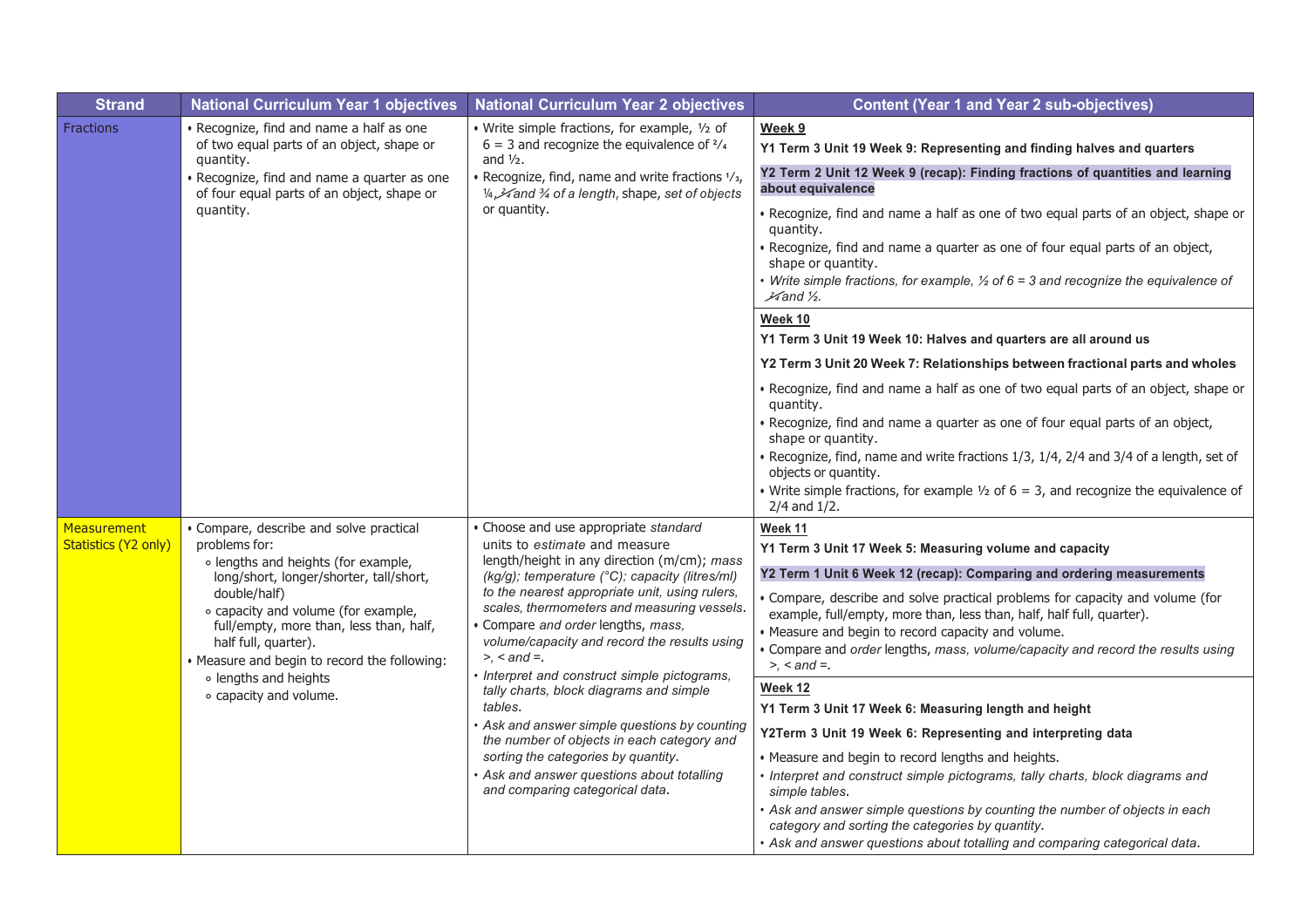| Strand | National Curriculum Year 1 objectives | National Curriculum Year 2 objectives | Content (Year 1 and Year 2 sub-objectives) |
|---|---|---|---|
| Fractions | • Recognize, find and name a half as one of two equal parts of an object, shape or quantity.<br>• Recognize, find and name a quarter as one of four equal parts of an object, shape or quantity. | • Write simple fractions, for example, ½ of 6 = 3 and recognize the equivalence of ²/₄ and ½.<br>• Recognize, find, name and write fractions ¹/₃, ¼, ²/₄ and ¾ of a length, shape, set of objects or quantity. | **Week 9**<br>**Y1 Term 3 Unit 19 Week 9: Representing and finding halves and quarters**<br>**Y2 Term 2 Unit 12 Week 9 (recap): Finding fractions of quantities and learning about equivalence**<br>• Recognize, find and name a half as one of two equal parts of an object, shape or quantity.<br>• Recognize, find and name a quarter as one of four equal parts of an object, shape or quantity.<br>• *Write simple fractions, for example, ½ of 6 = 3 and recognize the equivalence of ²/₄ and ½.* |
| | | | **Week 10**<br>**Y1 Term 3 Unit 19 Week 10: Halves and quarters are all around us**<br>**Y2 Term 3 Unit 20 Week 7: Relationships between fractional parts and wholes**<br>• Recognize, find and name a half as one of two equal parts of an object, shape or quantity.<br>• Recognize, find and name a quarter as one of four equal parts of an object, shape or quantity.<br>• Recognize, find, name and write fractions 1/3, 1/4, 2/4 and 3/4 of a length, set of objects or quantity.<br>• Write simple fractions, for example ½ of 6 = 3, and recognize the equivalence of 2/4 and 1/2. |
| Measurement Statistics (Y2 only) | • Compare, describe and solve practical problems for:<br>∘ lengths and heights (for example, long/short, longer/shorter, tall/short, double/half)<br>∘ capacity and volume (for example, full/empty, more than, less than, half, half full, quarter).<br>• Measure and begin to record the following:<br>∘ lengths and heights<br>∘ capacity and volume. | • Choose and use appropriate *standard* units to *estimate* and measure length/height in any direction (m/cm); *mass (kg/g); temperature (°C); capacity (litres/ml) to the nearest appropriate unit, using rulers, scales, thermometers and measuring vessels.*<br>• Compare *and order* lengths, *mass, volume/capacity and record the results using >, < and =.*<br>• *Interpret and construct simple pictograms, tally charts, block diagrams and simple tables.*<br>• *Ask and answer simple questions by counting the number of objects in each category and sorting the categories by quantity.*<br>• *Ask and answer questions about totalling and comparing categorical data.* | **Week 11**<br>**Y1 Term 3 Unit 17 Week 5: Measuring volume and capacity**<br>**Y2 Term 1 Unit 6 Week 12 (recap): Comparing and ordering measurements**<br>• Compare, describe and solve practical problems for capacity and volume (for example, full/empty, more than, less than, half, half full, quarter).<br>• Measure and begin to record capacity and volume.<br>• Compare and *order* lengths, *mass, volume/capacity and record the results using >, < and =.* |
| | | | **Week 12**<br>**Y1 Term 3 Unit 17 Week 6: Measuring length and height**<br>**Y2Term 3 Unit 19 Week 6: Representing and interpreting data**<br>• Measure and begin to record lengths and heights.<br>• *Interpret and construct simple pictograms, tally charts, block diagrams and simple tables.*<br>• *Ask and answer simple questions by counting the number of objects in each category and sorting the categories by quantity.*<br>• *Ask and answer questions about totalling and comparing categorical data.* |